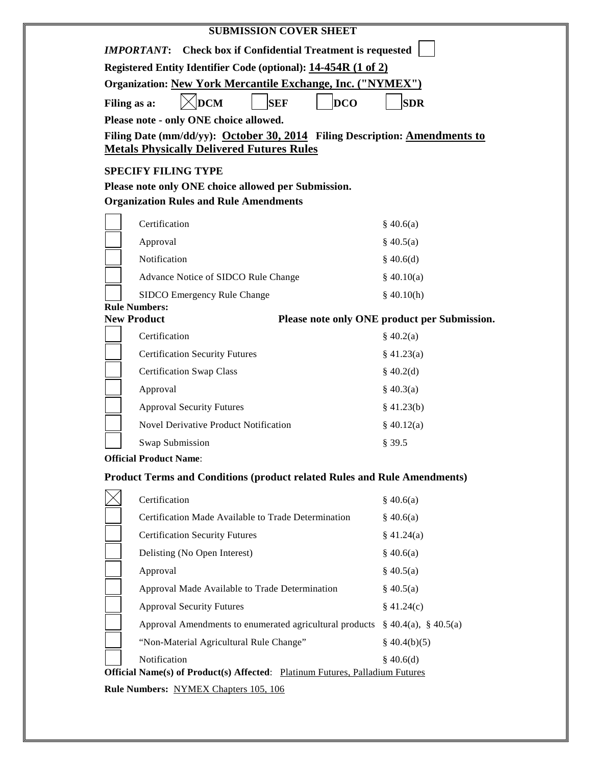## SUBMISSION COVER SHEET

***IMPORTANT*: Check box if Confidential Treatment is requested** ☐

**Registered Entity Identifier Code (optional): 14-454R (1 of 2)**

**Organization: New York Mercantile Exchange, Inc. ("NYMEX")**

**Filing as a:** ☒ **DCM** ☐ **SEF** ☐ **DCO** ☐ **SDR**

**Please note - only ONE choice allowed.**

**Filing Date (mm/dd/yy): October 30, 2014 Filing Description: Amendments to Metals Physically Delivered Futures Rules**

**SPECIFY FILING TYPE**

**Please note only ONE choice allowed per Submission.**

**Organization Rules and Rule Amendments**

| | | |
|---|---|---|
| ☐ | Certification | § 40.6(a) |
| ☐ | Approval | § 40.5(a) |
| ☐ | Notification | § 40.6(d) |
| ☐ | Advance Notice of SIDCO Rule Change | § 40.10(a) |
| ☐ | SIDCO Emergency Rule Change | § 40.10(h) |

**Rule Numbers:**

**New Product** **Please note only ONE product per Submission.**

| | | |
|---|---|---|
| ☐ | Certification | § 40.2(a) |
| ☐ | Certification Security Futures | § 41.23(a) |
| ☐ | Certification Swap Class | § 40.2(d) |
| ☐ | Approval | § 40.3(a) |
| ☐ | Approval Security Futures | § 41.23(b) |
| ☐ | Novel Derivative Product Notification | § 40.12(a) |
| ☐ | Swap Submission | § 39.5 |

**Official Product Name**:

**Product Terms and Conditions (product related Rules and Rule Amendments)**

| | | |
|---|---|---|
| ☒ | Certification | § 40.6(a) |
| ☐ | Certification Made Available to Trade Determination | § 40.6(a) |
| ☐ | Certification Security Futures | § 41.24(a) |
| ☐ | Delisting (No Open Interest) | § 40.6(a) |
| ☐ | Approval | § 40.5(a) |
| ☐ | Approval Made Available to Trade Determination | § 40.5(a) |
| ☐ | Approval Security Futures | § 41.24(c) |
| ☐ | Approval Amendments to enumerated agricultural products | § 40.4(a), § 40.5(a) |
| ☐ | "Non-Material Agricultural Rule Change" | § 40.4(b)(5) |
| ☐ | Notification | § 40.6(d) |

**Official Name(s) of Product(s) Affected**: Platinum Futures, Palladium Futures

**Rule Numbers:** NYMEX Chapters 105, 106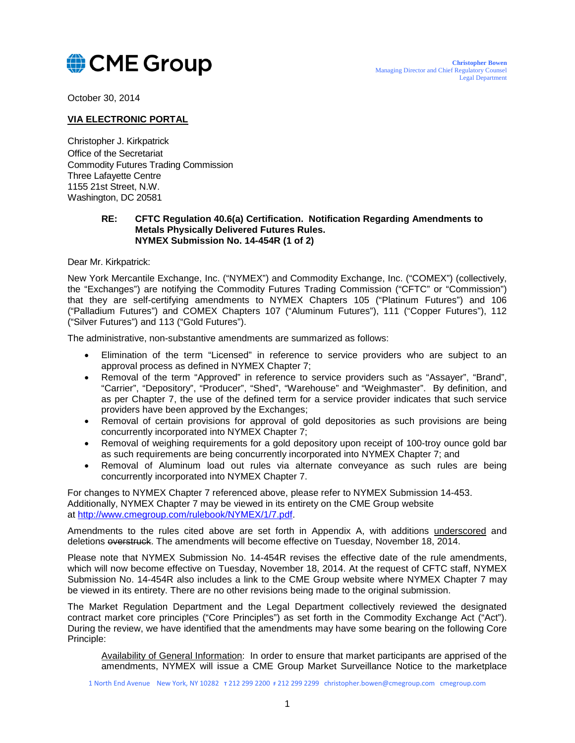October 30, 2014

**VIA ELECTRONIC PORTAL**

Christopher J. Kirkpatrick
Office of the Secretariat
Commodity Futures Trading Commission
Three Lafayette Centre
1155 21st Street, N.W.
Washington, DC 20581

**RE: CFTC Regulation 40.6(a) Certification. Notification Regarding Amendments to Metals Physically Delivered Futures Rules.**
**NYMEX Submission No. 14-454R (1 of 2)**

Dear Mr. Kirkpatrick:

New York Mercantile Exchange, Inc. ("NYMEX") and Commodity Exchange, Inc. ("COMEX") (collectively, the "Exchanges") are notifying the Commodity Futures Trading Commission ("CFTC" or "Commission") that they are self-certifying amendments to NYMEX Chapters 105 ("Platinum Futures") and 106 ("Palladium Futures") and COMEX Chapters 107 ("Aluminum Futures"), 111 ("Copper Futures"), 112 ("Silver Futures") and 113 ("Gold Futures").

The administrative, non-substantive amendments are summarized as follows:

- Elimination of the term "Licensed" in reference to service providers who are subject to an approval process as defined in NYMEX Chapter 7;
- Removal of the term "Approved" in reference to service providers such as "Assayer", "Brand", "Carrier", "Depository", "Producer", "Shed", "Warehouse" and "Weighmaster". By definition, and as per Chapter 7, the use of the defined term for a service provider indicates that such service providers have been approved by the Exchanges;
- Removal of certain provisions for approval of gold depositories as such provisions are being concurrently incorporated into NYMEX Chapter 7;
- Removal of weighing requirements for a gold depository upon receipt of 100-troy ounce gold bar as such requirements are being concurrently incorporated into NYMEX Chapter 7; and
- Removal of Aluminum load out rules via alternate conveyance as such rules are being concurrently incorporated into NYMEX Chapter 7.

For changes to NYMEX Chapter 7 referenced above, please refer to NYMEX Submission 14-453. Additionally, NYMEX Chapter 7 may be viewed in its entirety on the CME Group website at http://www.cmegroup.com/rulebook/NYMEX/1/7.pdf.

Amendments to the rules cited above are set forth in Appendix A, with additions underscored and deletions ~~overstruck~~. The amendments will become effective on Tuesday, November 18, 2014.

Please note that NYMEX Submission No. 14-454R revises the effective date of the rule amendments, which will now become effective on Tuesday, November 18, 2014. At the request of CFTC staff, NYMEX Submission No. 14-454R also includes a link to the CME Group website where NYMEX Chapter 7 may be viewed in its entirety. There are no other revisions being made to the original submission.

The Market Regulation Department and the Legal Department collectively reviewed the designated contract market core principles ("Core Principles") as set forth in the Commodity Exchange Act ("Act"). During the review, we have identified that the amendments may have some bearing on the following Core Principle:

Availability of General Information: In order to ensure that market participants are apprised of the amendments, NYMEX will issue a CME Group Market Surveillance Notice to the marketplace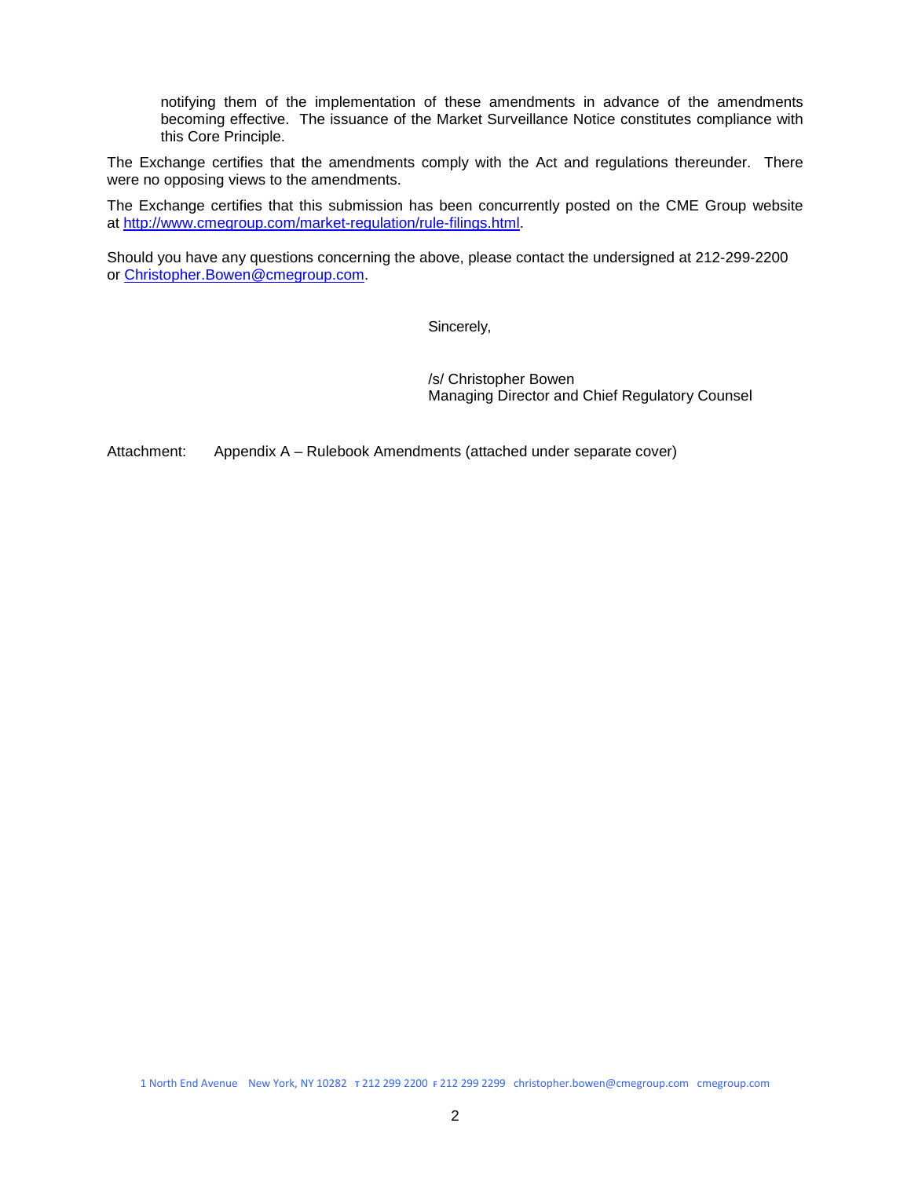notifying them of the implementation of these amendments in advance of the amendments becoming effective. The issuance of the Market Surveillance Notice constitutes compliance with this Core Principle.

The Exchange certifies that the amendments comply with the Act and regulations thereunder. There were no opposing views to the amendments.

The Exchange certifies that this submission has been concurrently posted on the CME Group website at [http://www.cmegroup.com/market-regulation/rule-filings.html](http://www.cmegroup.com/market-regulation/rule-filings.html).

Should you have any questions concerning the above, please contact the undersigned at 212-299-2200 or [Christopher.Bowen@cmegroup.com](mailto:Christopher.Bowen@cmegroup.com).

Sincerely,

/s/ Christopher Bowen
Managing Director and Chief Regulatory Counsel

Attachment: Appendix A – Rulebook Amendments (attached under separate cover)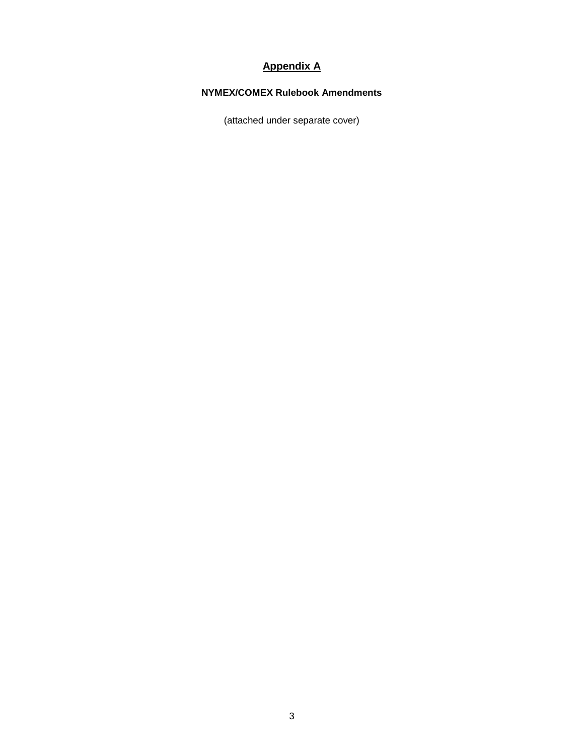# Appendix A

**NYMEX/COMEX Rulebook Amendments**

(attached under separate cover)